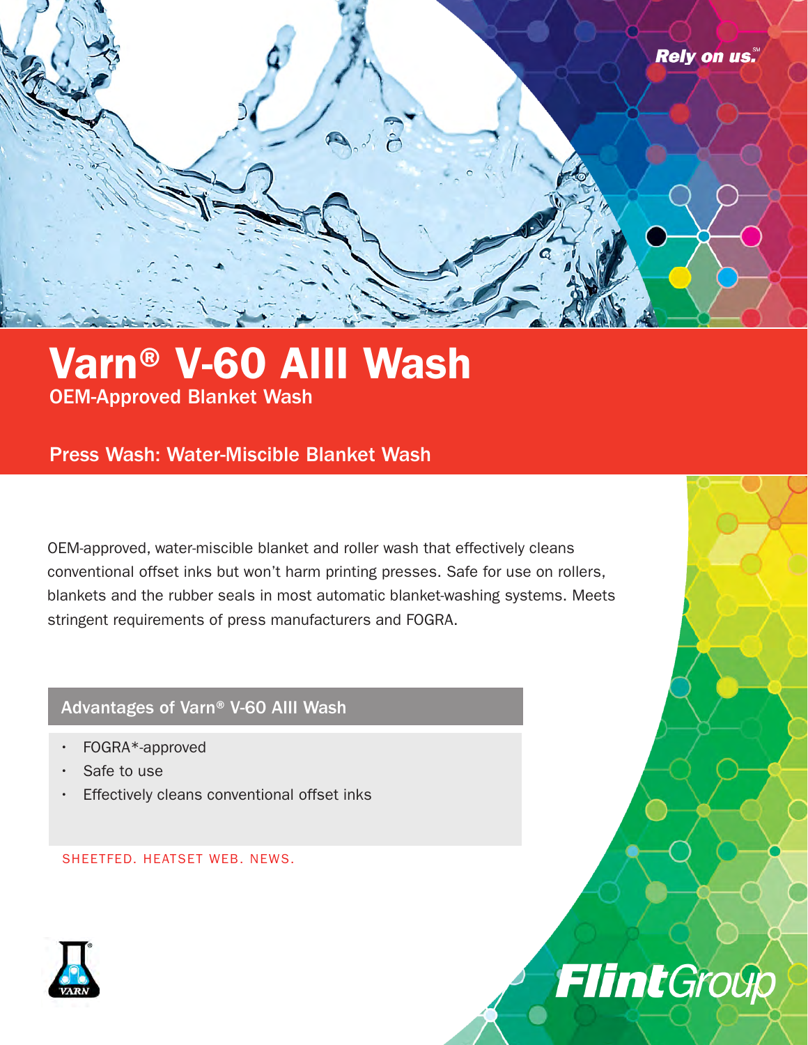Rely on us.℠

# Varn® V-60 AIII Wash

## OEM-Approved Blanket Wash

### Press Wash: Water-Miscible Blanket Wash

OEM-approved, water-miscible blanket and roller wash that effectively cleans conventional offset inks but won't harm printing presses. Safe for use on rollers, blankets and the rubber seals in most automatic blanket-washing systems. Meets stringent requirements of press manufacturers and FOGRA.

### Advantages of Varn® V-60 AIII Wash

- FOGRA*-approved
- Safe to use
- Effectively cleans conventional offset inks

SHEETFED. HEATSET WEB. NEWS.

VARN

FlintGroup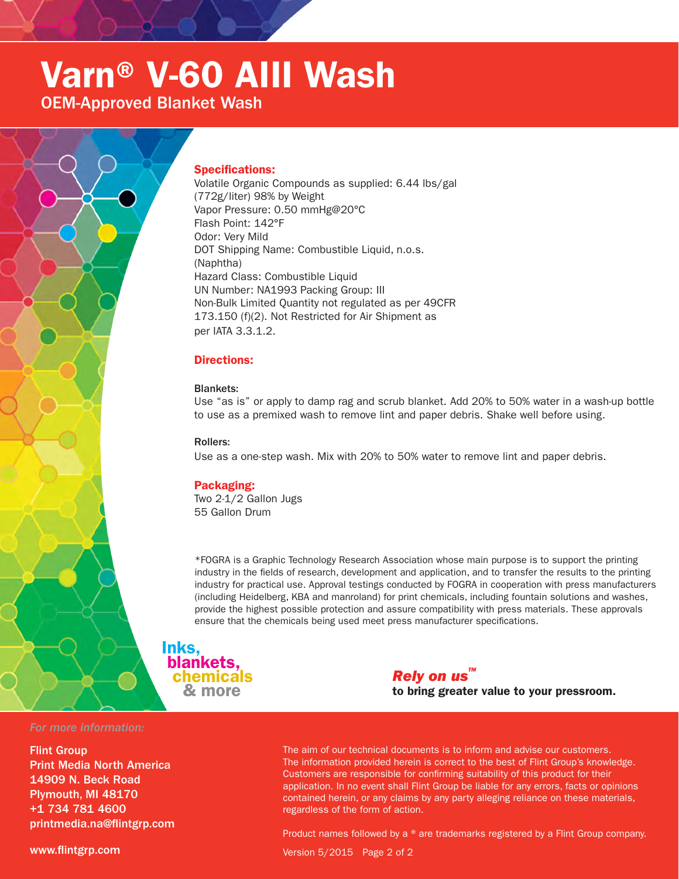# Varn® V-60 AIII Wash

## OEM-Approved Blanket Wash

### Specifications:

Volatile Organic Compounds as supplied: 6.44 lbs/gal (772g/liter) 98% by Weight
Vapor Pressure: 0.50 mmHg@20°C
Flash Point: 142°F
Odor: Very Mild
DOT Shipping Name: Combustible Liquid, n.o.s. (Naphtha)
Hazard Class: Combustible Liquid
UN Number: NA1993 Packing Group: III
Non-Bulk Limited Quantity not regulated as per 49CFR 173.150 (f)(2). Not Restricted for Air Shipment as per IATA 3.3.1.2.

### Directions:

**Blankets:**
Use "as is" or apply to damp rag and scrub blanket. Add 20% to 50% water in a wash-up bottle to use as a premixed wash to remove lint and paper debris. Shake well before using.

**Rollers:**
Use as a one-step wash. Mix with 20% to 50% water to remove lint and paper debris.

### Packaging:

Two 2-1/2 Gallon Jugs
55 Gallon Drum

*FOGRA is a Graphic Technology Research Association whose main purpose is to support the printing industry in the fields of research, development and application, and to transfer the results to the printing industry for practical use. Approval testings conducted by FOGRA in cooperation with press manufacturers (including Heidelberg, KBA and manroland) for print chemicals, including fountain solutions and washes, provide the highest possible protection and assure compatibility with press materials. These approvals ensure that the chemicals being used meet press manufacturer specifications.

Inks, blankets, chemicals & more

***Rely on us***™
**to bring greater value to your pressroom.**

*For more information:*

**Flint Group**
**Print Media North America**
**14909 N. Beck Road**
**Plymouth, MI 48170**
**+1 734 781 4600**
**printmedia.na@flintgrp.com**

**www.flintgrp.com**

The aim of our technical documents is to inform and advise our customers. The information provided herein is correct to the best of Flint Group's knowledge. Customers are responsible for confirming suitability of this product for their application. In no event shall Flint Group be liable for any errors, facts or opinions contained herein, or any claims by any party alleging reliance on these materials, regardless of the form of action.

Product names followed by a ® are trademarks registered by a Flint Group company.

Version 5/2015